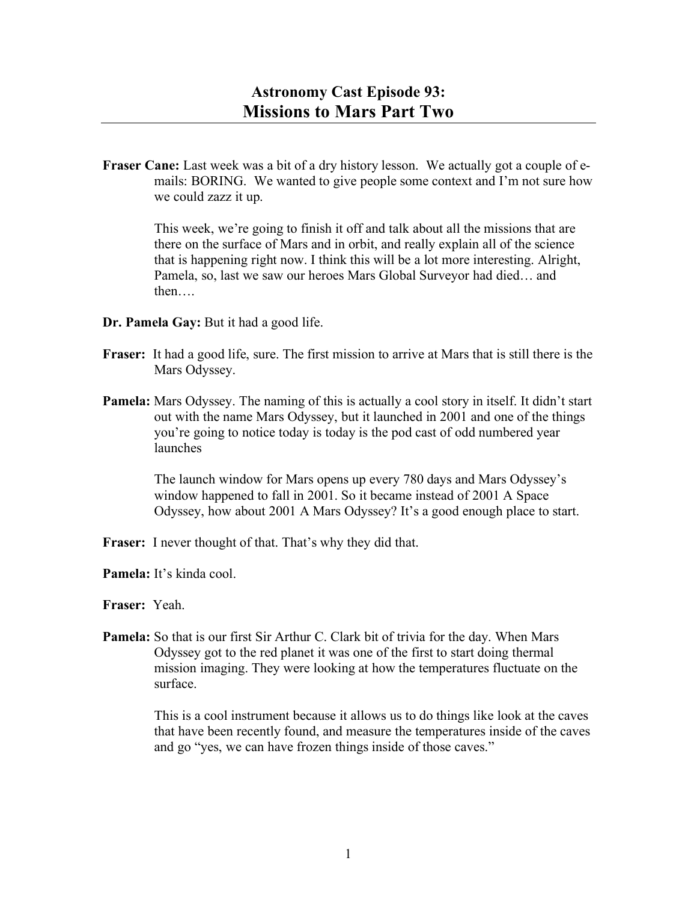# Astronomy Cast Episode 93:
## Missions to Mars Part Two

**Fraser Cane:** Last week was a bit of a dry history lesson. We actually got a couple of e-mails: BORING. We wanted to give people some context and I'm not sure how we could zazz it up.

This week, we're going to finish it off and talk about all the missions that are there on the surface of Mars and in orbit, and really explain all of the science that is happening right now. I think this will be a lot more interesting. Alright, Pamela, so, last we saw our heroes Mars Global Surveyor had died… and then….

**Dr. Pamela Gay:** But it had a good life.

**Fraser:** It had a good life, sure. The first mission to arrive at Mars that is still there is the Mars Odyssey.

**Pamela:** Mars Odyssey. The naming of this is actually a cool story in itself. It didn't start out with the name Mars Odyssey, but it launched in 2001 and one of the things you're going to notice today is today is the pod cast of odd numbered year launches

The launch window for Mars opens up every 780 days and Mars Odyssey's window happened to fall in 2001. So it became instead of 2001 A Space Odyssey, how about 2001 A Mars Odyssey? It's a good enough place to start.

**Fraser:** I never thought of that. That's why they did that.

**Pamela:** It's kinda cool.

**Fraser:** Yeah.

**Pamela:** So that is our first Sir Arthur C. Clark bit of trivia for the day. When Mars Odyssey got to the red planet it was one of the first to start doing thermal mission imaging. They were looking at how the temperatures fluctuate on the surface.

This is a cool instrument because it allows us to do things like look at the caves that have been recently found, and measure the temperatures inside of the caves and go "yes, we can have frozen things inside of those caves."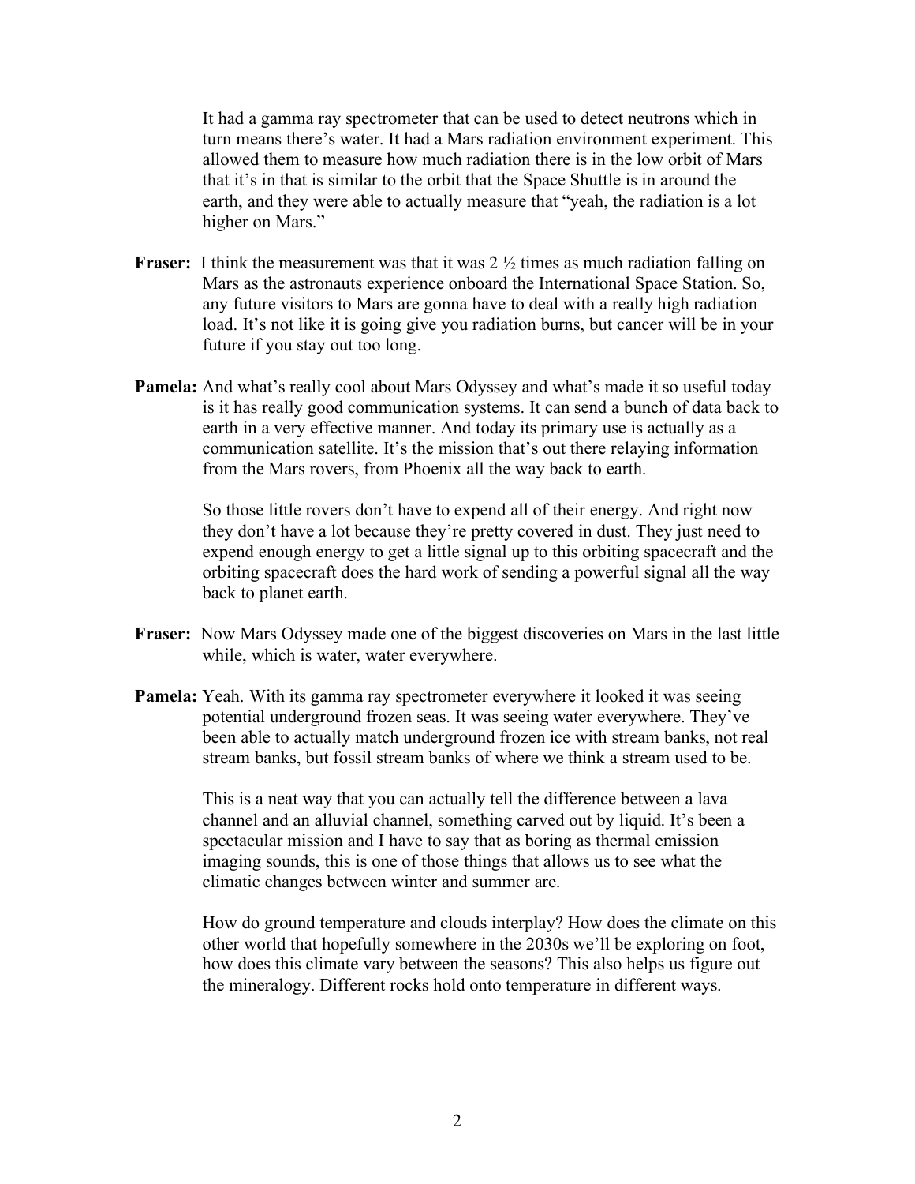It had a gamma ray spectrometer that can be used to detect neutrons which in turn means there's water. It had a Mars radiation environment experiment. This allowed them to measure how much radiation there is in the low orbit of Mars that it's in that is similar to the orbit that the Space Shuttle is in around the earth, and they were able to actually measure that "yeah, the radiation is a lot higher on Mars."

**Fraser:** I think the measurement was that it was 2 ½ times as much radiation falling on Mars as the astronauts experience onboard the International Space Station. So, any future visitors to Mars are gonna have to deal with a really high radiation load. It's not like it is going give you radiation burns, but cancer will be in your future if you stay out too long.

**Pamela:** And what's really cool about Mars Odyssey and what's made it so useful today is it has really good communication systems. It can send a bunch of data back to earth in a very effective manner. And today its primary use is actually as a communication satellite. It's the mission that's out there relaying information from the Mars rovers, from Phoenix all the way back to earth.

So those little rovers don't have to expend all of their energy. And right now they don't have a lot because they're pretty covered in dust. They just need to expend enough energy to get a little signal up to this orbiting spacecraft and the orbiting spacecraft does the hard work of sending a powerful signal all the way back to planet earth.

**Fraser:** Now Mars Odyssey made one of the biggest discoveries on Mars in the last little while, which is water, water everywhere.

**Pamela:** Yeah. With its gamma ray spectrometer everywhere it looked it was seeing potential underground frozen seas. It was seeing water everywhere. They've been able to actually match underground frozen ice with stream banks, not real stream banks, but fossil stream banks of where we think a stream used to be.

This is a neat way that you can actually tell the difference between a lava channel and an alluvial channel, something carved out by liquid. It's been a spectacular mission and I have to say that as boring as thermal emission imaging sounds, this is one of those things that allows us to see what the climatic changes between winter and summer are.

How do ground temperature and clouds interplay? How does the climate on this other world that hopefully somewhere in the 2030s we'll be exploring on foot, how does this climate vary between the seasons? This also helps us figure out the mineralogy. Different rocks hold onto temperature in different ways.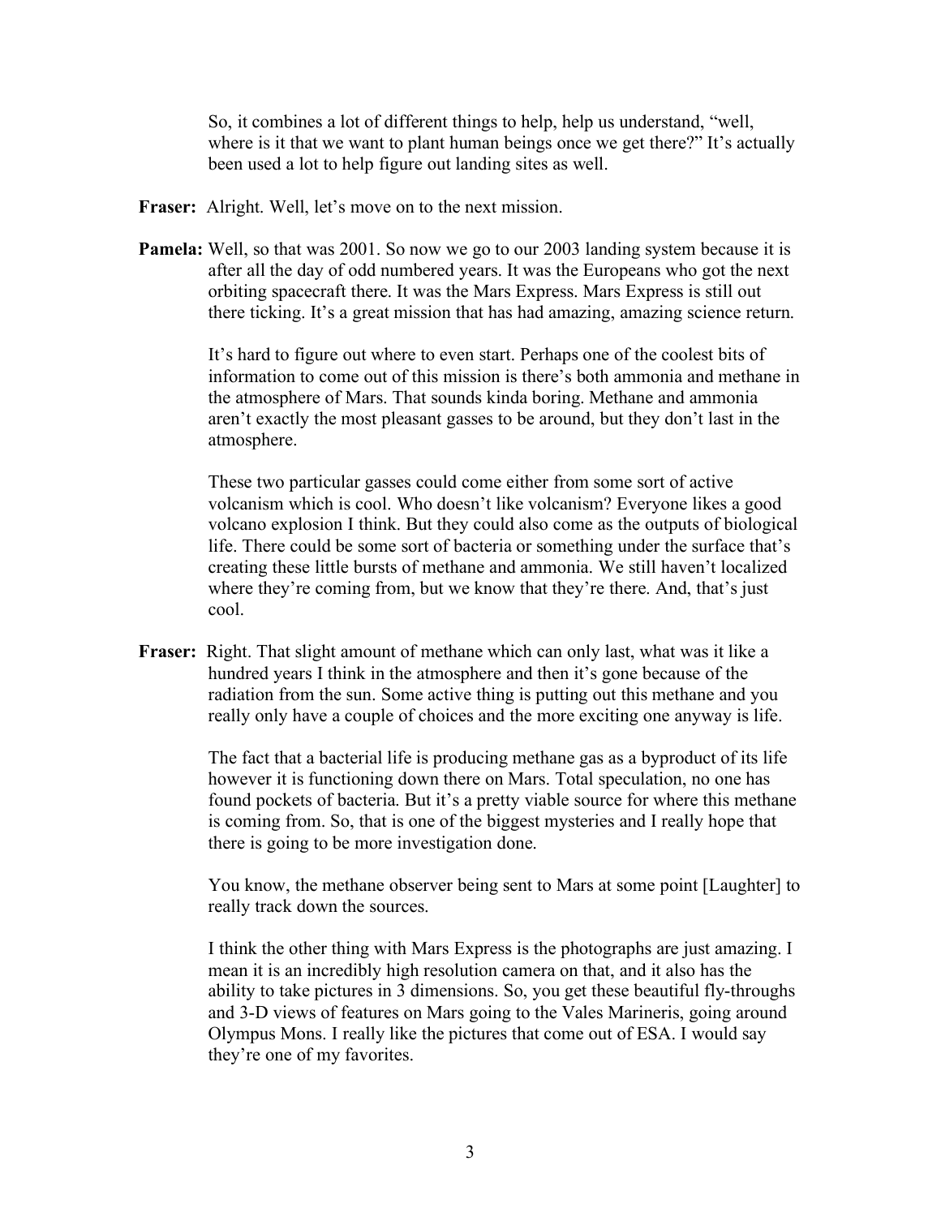So, it combines a lot of different things to help, help us understand, "well, where is it that we want to plant human beings once we get there?" It's actually been used a lot to help figure out landing sites as well.

**Fraser:** Alright. Well, let's move on to the next mission.

**Pamela:** Well, so that was 2001. So now we go to our 2003 landing system because it is after all the day of odd numbered years. It was the Europeans who got the next orbiting spacecraft there. It was the Mars Express. Mars Express is still out there ticking. It's a great mission that has had amazing, amazing science return.

It's hard to figure out where to even start. Perhaps one of the coolest bits of information to come out of this mission is there's both ammonia and methane in the atmosphere of Mars. That sounds kinda boring. Methane and ammonia aren't exactly the most pleasant gasses to be around, but they don't last in the atmosphere.

These two particular gasses could come either from some sort of active volcanism which is cool. Who doesn't like volcanism? Everyone likes a good volcano explosion I think. But they could also come as the outputs of biological life. There could be some sort of bacteria or something under the surface that's creating these little bursts of methane and ammonia. We still haven't localized where they're coming from, but we know that they're there. And, that's just cool.

**Fraser:** Right. That slight amount of methane which can only last, what was it like a hundred years I think in the atmosphere and then it's gone because of the radiation from the sun. Some active thing is putting out this methane and you really only have a couple of choices and the more exciting one anyway is life.

The fact that a bacterial life is producing methane gas as a byproduct of its life however it is functioning down there on Mars. Total speculation, no one has found pockets of bacteria. But it's a pretty viable source for where this methane is coming from. So, that is one of the biggest mysteries and I really hope that there is going to be more investigation done.

You know, the methane observer being sent to Mars at some point [Laughter] to really track down the sources.

I think the other thing with Mars Express is the photographs are just amazing. I mean it is an incredibly high resolution camera on that, and it also has the ability to take pictures in 3 dimensions. So, you get these beautiful fly-throughs and 3-D views of features on Mars going to the Vales Marineris, going around Olympus Mons. I really like the pictures that come out of ESA. I would say they're one of my favorites.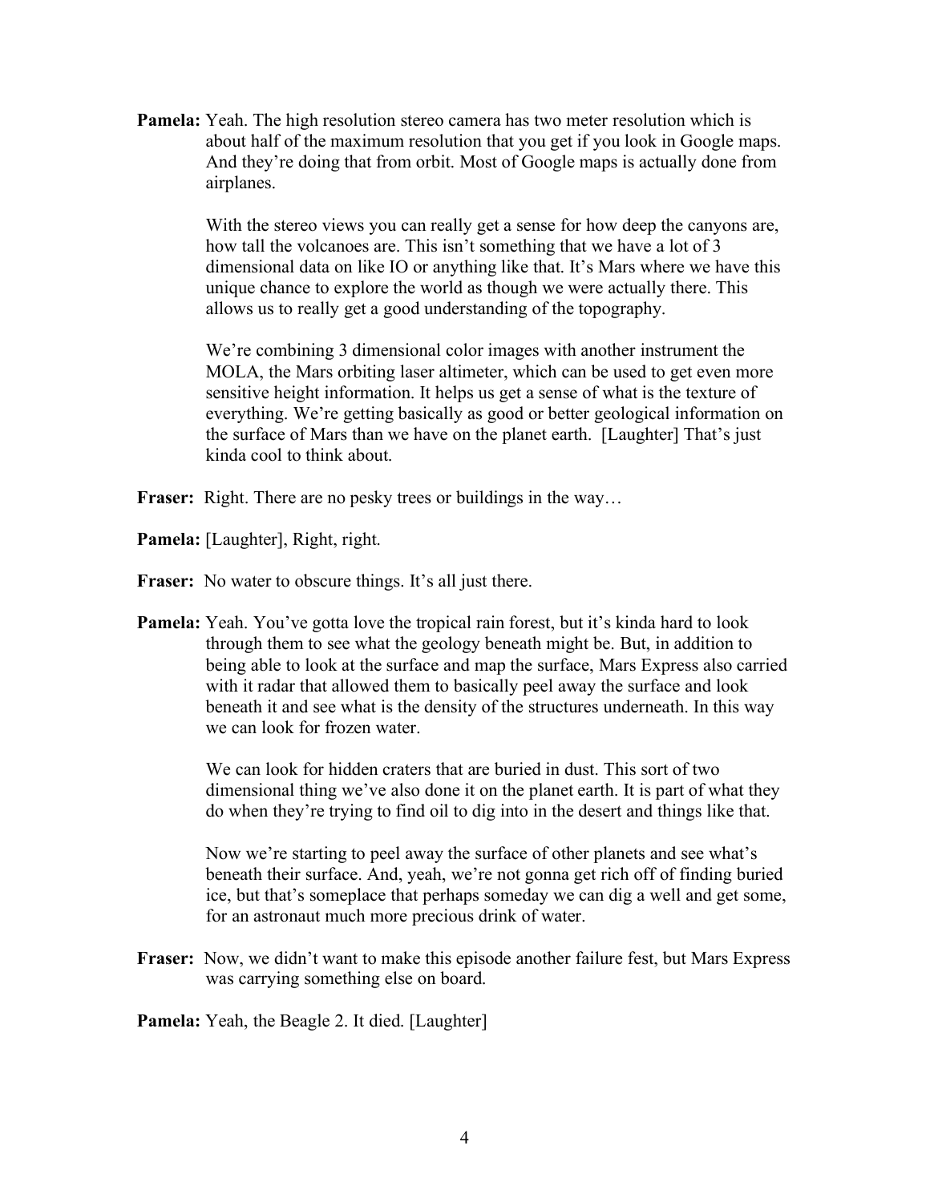**Pamela:** Yeah. The high resolution stereo camera has two meter resolution which is about half of the maximum resolution that you get if you look in Google maps. And they're doing that from orbit. Most of Google maps is actually done from airplanes.

With the stereo views you can really get a sense for how deep the canyons are, how tall the volcanoes are. This isn't something that we have a lot of 3 dimensional data on like IO or anything like that. It's Mars where we have this unique chance to explore the world as though we were actually there. This allows us to really get a good understanding of the topography.

We're combining 3 dimensional color images with another instrument the MOLA, the Mars orbiting laser altimeter, which can be used to get even more sensitive height information. It helps us get a sense of what is the texture of everything. We're getting basically as good or better geological information on the surface of Mars than we have on the planet earth. [Laughter] That's just kinda cool to think about.

**Fraser:** Right. There are no pesky trees or buildings in the way…

**Pamela:** [Laughter], Right, right.

**Fraser:** No water to obscure things. It's all just there.

**Pamela:** Yeah. You've gotta love the tropical rain forest, but it's kinda hard to look through them to see what the geology beneath might be. But, in addition to being able to look at the surface and map the surface, Mars Express also carried with it radar that allowed them to basically peel away the surface and look beneath it and see what is the density of the structures underneath. In this way we can look for frozen water.

We can look for hidden craters that are buried in dust. This sort of two dimensional thing we've also done it on the planet earth. It is part of what they do when they're trying to find oil to dig into in the desert and things like that.

Now we're starting to peel away the surface of other planets and see what's beneath their surface. And, yeah, we're not gonna get rich off of finding buried ice, but that's someplace that perhaps someday we can dig a well and get some, for an astronaut much more precious drink of water.

**Fraser:** Now, we didn't want to make this episode another failure fest, but Mars Express was carrying something else on board.

**Pamela:** Yeah, the Beagle 2. It died. [Laughter]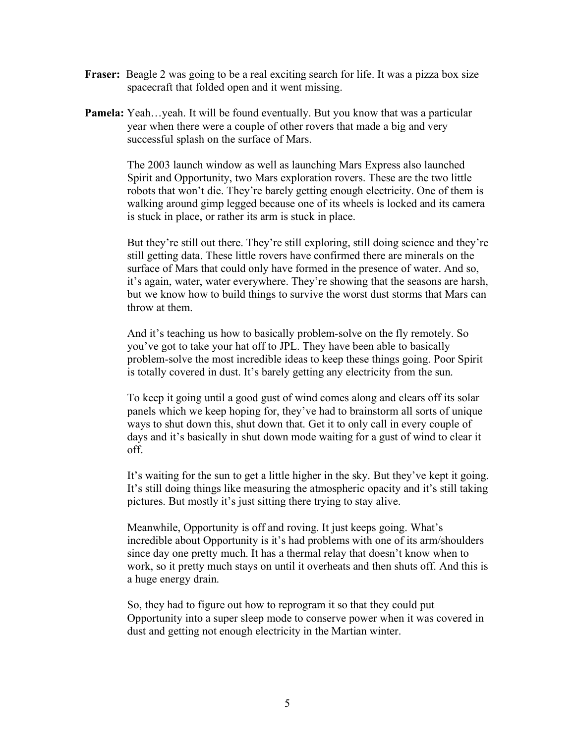**Fraser:** Beagle 2 was going to be a real exciting search for life. It was a pizza box size spacecraft that folded open and it went missing.

**Pamela:** Yeah…yeah. It will be found eventually. But you know that was a particular year when there were a couple of other rovers that made a big and very successful splash on the surface of Mars.

The 2003 launch window as well as launching Mars Express also launched Spirit and Opportunity, two Mars exploration rovers. These are the two little robots that won't die. They're barely getting enough electricity. One of them is walking around gimp legged because one of its wheels is locked and its camera is stuck in place, or rather its arm is stuck in place.

But they're still out there. They're still exploring, still doing science and they're still getting data. These little rovers have confirmed there are minerals on the surface of Mars that could only have formed in the presence of water. And so, it's again, water, water everywhere. They're showing that the seasons are harsh, but we know how to build things to survive the worst dust storms that Mars can throw at them.

And it's teaching us how to basically problem-solve on the fly remotely. So you've got to take your hat off to JPL. They have been able to basically problem-solve the most incredible ideas to keep these things going. Poor Spirit is totally covered in dust. It's barely getting any electricity from the sun.

To keep it going until a good gust of wind comes along and clears off its solar panels which we keep hoping for, they've had to brainstorm all sorts of unique ways to shut down this, shut down that. Get it to only call in every couple of days and it's basically in shut down mode waiting for a gust of wind to clear it off.

It's waiting for the sun to get a little higher in the sky. But they've kept it going. It's still doing things like measuring the atmospheric opacity and it's still taking pictures. But mostly it's just sitting there trying to stay alive.

Meanwhile, Opportunity is off and roving. It just keeps going. What's incredible about Opportunity is it's had problems with one of its arm/shoulders since day one pretty much. It has a thermal relay that doesn't know when to work, so it pretty much stays on until it overheats and then shuts off. And this is a huge energy drain.

So, they had to figure out how to reprogram it so that they could put Opportunity into a super sleep mode to conserve power when it was covered in dust and getting not enough electricity in the Martian winter.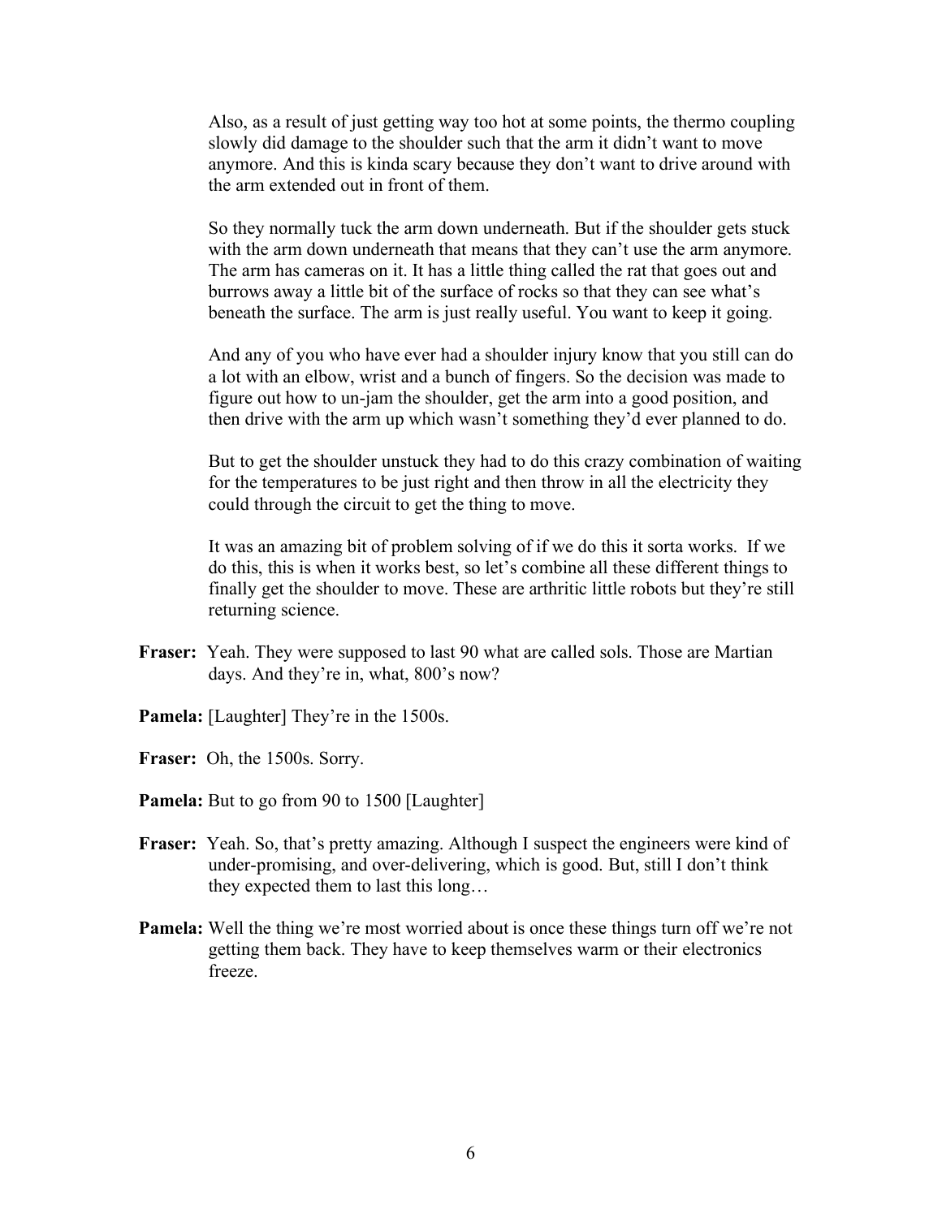Also, as a result of just getting way too hot at some points, the thermo coupling slowly did damage to the shoulder such that the arm it didn't want to move anymore. And this is kinda scary because they don't want to drive around with the arm extended out in front of them.

So they normally tuck the arm down underneath. But if the shoulder gets stuck with the arm down underneath that means that they can't use the arm anymore. The arm has cameras on it. It has a little thing called the rat that goes out and burrows away a little bit of the surface of rocks so that they can see what's beneath the surface. The arm is just really useful. You want to keep it going.

And any of you who have ever had a shoulder injury know that you still can do a lot with an elbow, wrist and a bunch of fingers. So the decision was made to figure out how to un-jam the shoulder, get the arm into a good position, and then drive with the arm up which wasn't something they'd ever planned to do.

But to get the shoulder unstuck they had to do this crazy combination of waiting for the temperatures to be just right and then throw in all the electricity they could through the circuit to get the thing to move.

It was an amazing bit of problem solving of if we do this it sorta works. If we do this, this is when it works best, so let's combine all these different things to finally get the shoulder to move. These are arthritic little robots but they're still returning science.

**Fraser:** Yeah. They were supposed to last 90 what are called sols. Those are Martian days. And they're in, what, 800's now?

**Pamela:** [Laughter] They're in the 1500s.

**Fraser:** Oh, the 1500s. Sorry.

**Pamela:** But to go from 90 to 1500 [Laughter]

**Fraser:** Yeah. So, that's pretty amazing. Although I suspect the engineers were kind of under-promising, and over-delivering, which is good. But, still I don't think they expected them to last this long…

**Pamela:** Well the thing we're most worried about is once these things turn off we're not getting them back. They have to keep themselves warm or their electronics freeze.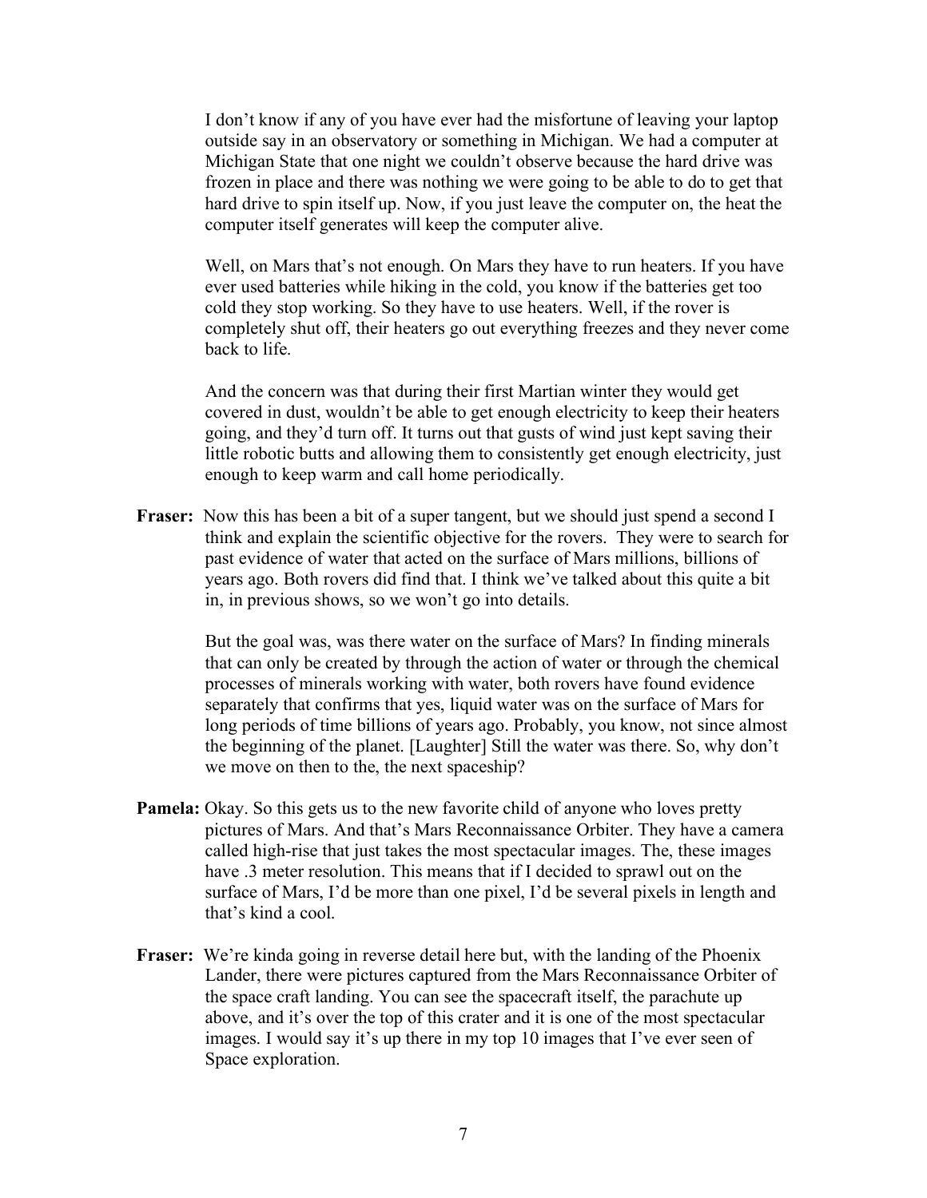I don't know if any of you have ever had the misfortune of leaving your laptop outside say in an observatory or something in Michigan. We had a computer at Michigan State that one night we couldn't observe because the hard drive was frozen in place and there was nothing we were going to be able to do to get that hard drive to spin itself up. Now, if you just leave the computer on, the heat the computer itself generates will keep the computer alive.

Well, on Mars that's not enough. On Mars they have to run heaters. If you have ever used batteries while hiking in the cold, you know if the batteries get too cold they stop working. So they have to use heaters. Well, if the rover is completely shut off, their heaters go out everything freezes and they never come back to life.

And the concern was that during their first Martian winter they would get covered in dust, wouldn't be able to get enough electricity to keep their heaters going, and they'd turn off. It turns out that gusts of wind just kept saving their little robotic butts and allowing them to consistently get enough electricity, just enough to keep warm and call home periodically.

**Fraser:** Now this has been a bit of a super tangent, but we should just spend a second I think and explain the scientific objective for the rovers. They were to search for past evidence of water that acted on the surface of Mars millions, billions of years ago. Both rovers did find that. I think we've talked about this quite a bit in, in previous shows, so we won't go into details.

But the goal was, was there water on the surface of Mars? In finding minerals that can only be created by through the action of water or through the chemical processes of minerals working with water, both rovers have found evidence separately that confirms that yes, liquid water was on the surface of Mars for long periods of time billions of years ago. Probably, you know, not since almost the beginning of the planet. [Laughter] Still the water was there. So, why don't we move on then to the, the next spaceship?

**Pamela:** Okay. So this gets us to the new favorite child of anyone who loves pretty pictures of Mars. And that's Mars Reconnaissance Orbiter. They have a camera called high-rise that just takes the most spectacular images. The, these images have .3 meter resolution. This means that if I decided to sprawl out on the surface of Mars, I'd be more than one pixel, I'd be several pixels in length and that's kind a cool.

**Fraser:** We're kinda going in reverse detail here but, with the landing of the Phoenix Lander, there were pictures captured from the Mars Reconnaissance Orbiter of the space craft landing. You can see the spacecraft itself, the parachute up above, and it's over the top of this crater and it is one of the most spectacular images. I would say it's up there in my top 10 images that I've ever seen of Space exploration.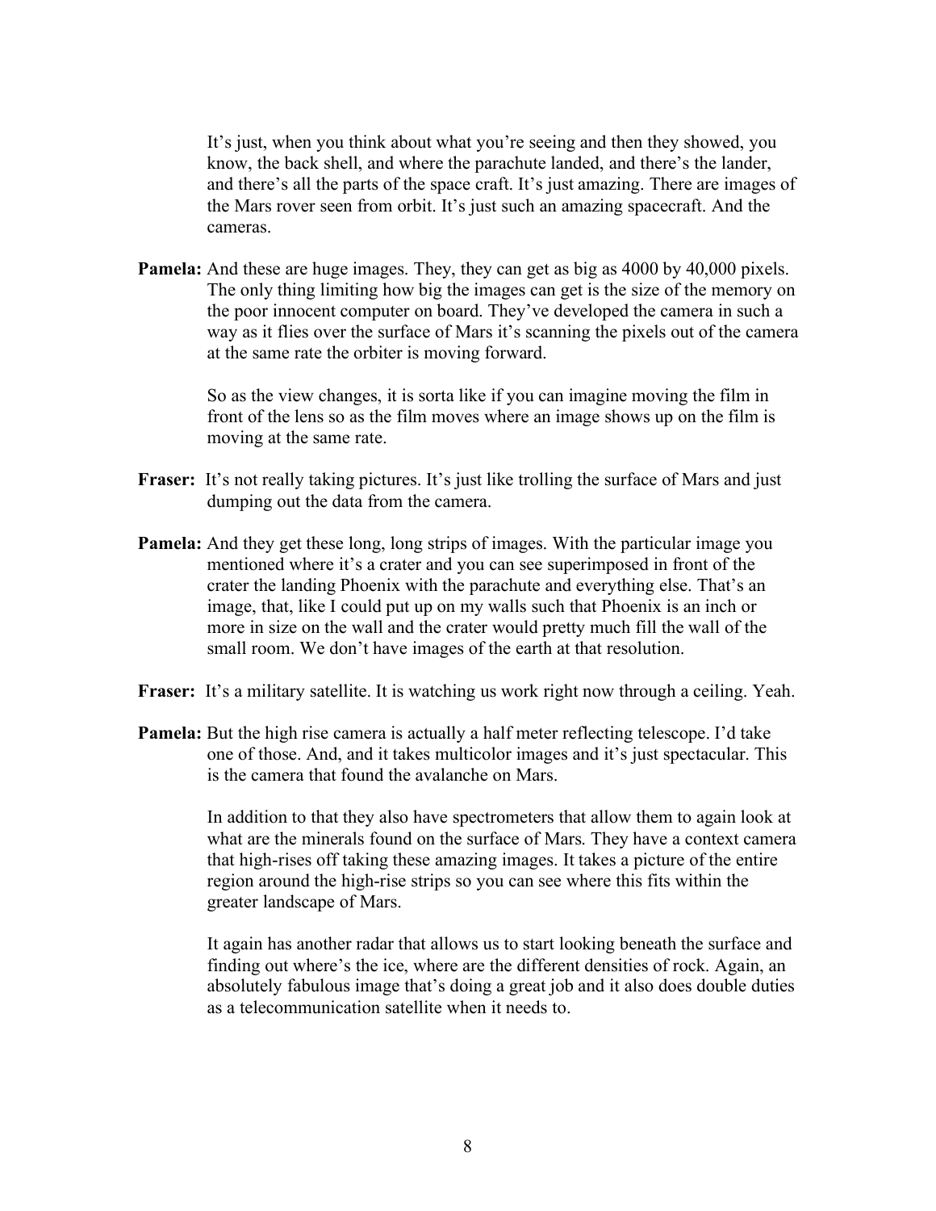It's just, when you think about what you're seeing and then they showed, you know, the back shell, and where the parachute landed, and there's the lander, and there's all the parts of the space craft. It's just amazing. There are images of the Mars rover seen from orbit. It's just such an amazing spacecraft. And the cameras.

**Pamela:** And these are huge images. They, they can get as big as 4000 by 40,000 pixels. The only thing limiting how big the images can get is the size of the memory on the poor innocent computer on board. They've developed the camera in such a way as it flies over the surface of Mars it's scanning the pixels out of the camera at the same rate the orbiter is moving forward.

So as the view changes, it is sorta like if you can imagine moving the film in front of the lens so as the film moves where an image shows up on the film is moving at the same rate.

**Fraser:** It's not really taking pictures. It's just like trolling the surface of Mars and just dumping out the data from the camera.

**Pamela:** And they get these long, long strips of images. With the particular image you mentioned where it's a crater and you can see superimposed in front of the crater the landing Phoenix with the parachute and everything else. That's an image, that, like I could put up on my walls such that Phoenix is an inch or more in size on the wall and the crater would pretty much fill the wall of the small room. We don't have images of the earth at that resolution.

**Fraser:** It's a military satellite. It is watching us work right now through a ceiling. Yeah.

**Pamela:** But the high rise camera is actually a half meter reflecting telescope. I'd take one of those. And, and it takes multicolor images and it's just spectacular. This is the camera that found the avalanche on Mars.

In addition to that they also have spectrometers that allow them to again look at what are the minerals found on the surface of Mars. They have a context camera that high-rises off taking these amazing images. It takes a picture of the entire region around the high-rise strips so you can see where this fits within the greater landscape of Mars.

It again has another radar that allows us to start looking beneath the surface and finding out where's the ice, where are the different densities of rock. Again, an absolutely fabulous image that's doing a great job and it also does double duties as a telecommunication satellite when it needs to.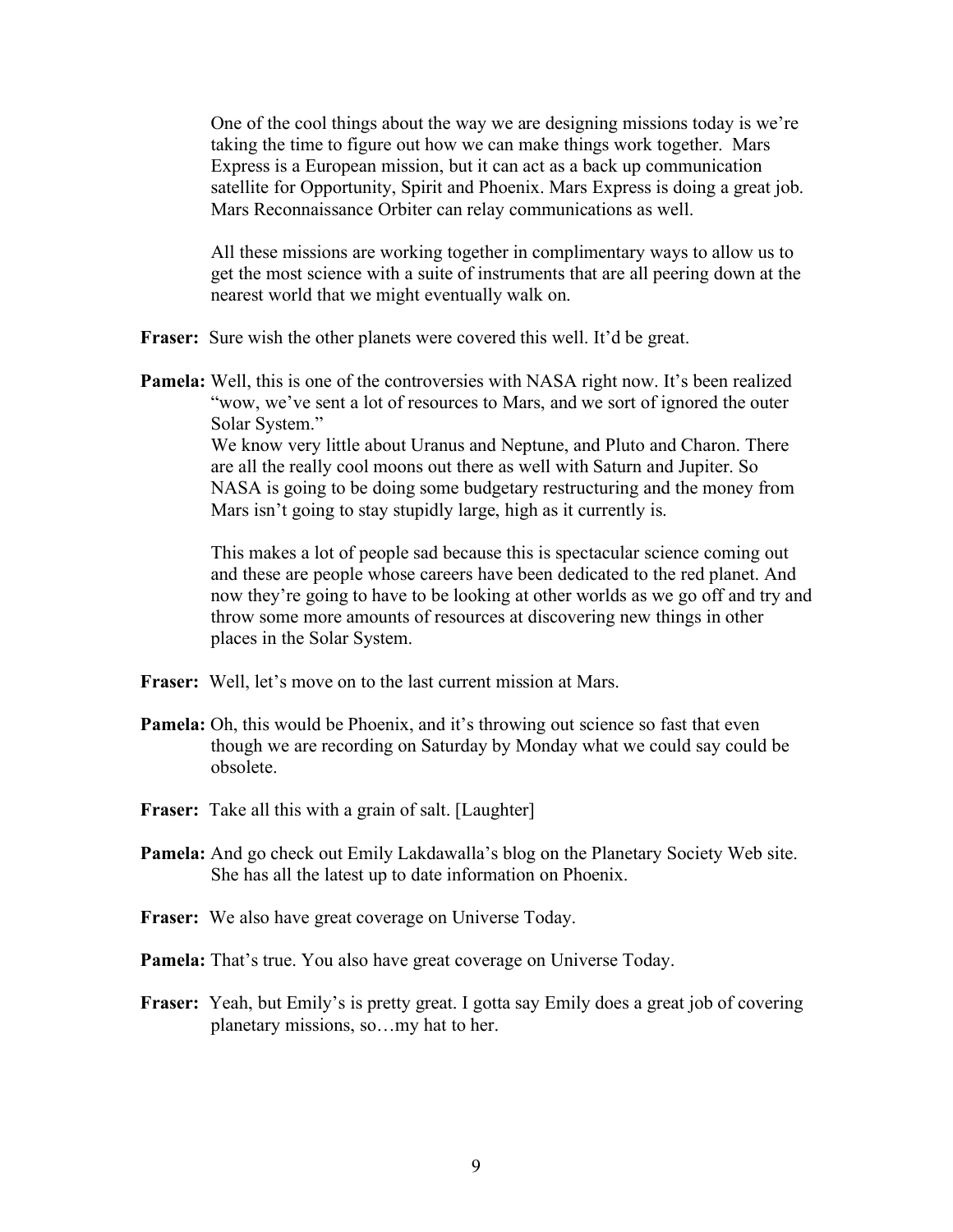One of the cool things about the way we are designing missions today is we're taking the time to figure out how we can make things work together. Mars Express is a European mission, but it can act as a back up communication satellite for Opportunity, Spirit and Phoenix. Mars Express is doing a great job. Mars Reconnaissance Orbiter can relay communications as well.

All these missions are working together in complimentary ways to allow us to get the most science with a suite of instruments that are all peering down at the nearest world that we might eventually walk on.

**Fraser:** Sure wish the other planets were covered this well. It'd be great.

**Pamela:** Well, this is one of the controversies with NASA right now. It's been realized "wow, we've sent a lot of resources to Mars, and we sort of ignored the outer Solar System."
We know very little about Uranus and Neptune, and Pluto and Charon. There are all the really cool moons out there as well with Saturn and Jupiter. So NASA is going to be doing some budgetary restructuring and the money from Mars isn't going to stay stupidly large, high as it currently is.

This makes a lot of people sad because this is spectacular science coming out and these are people whose careers have been dedicated to the red planet. And now they're going to have to be looking at other worlds as we go off and try and throw some more amounts of resources at discovering new things in other places in the Solar System.

**Fraser:** Well, let's move on to the last current mission at Mars.

**Pamela:** Oh, this would be Phoenix, and it's throwing out science so fast that even though we are recording on Saturday by Monday what we could say could be obsolete.

**Fraser:** Take all this with a grain of salt. [Laughter]

**Pamela:** And go check out Emily Lakdawalla's blog on the Planetary Society Web site. She has all the latest up to date information on Phoenix.

**Fraser:** We also have great coverage on Universe Today.

**Pamela:** That's true. You also have great coverage on Universe Today.

**Fraser:** Yeah, but Emily's is pretty great. I gotta say Emily does a great job of covering planetary missions, so…my hat to her.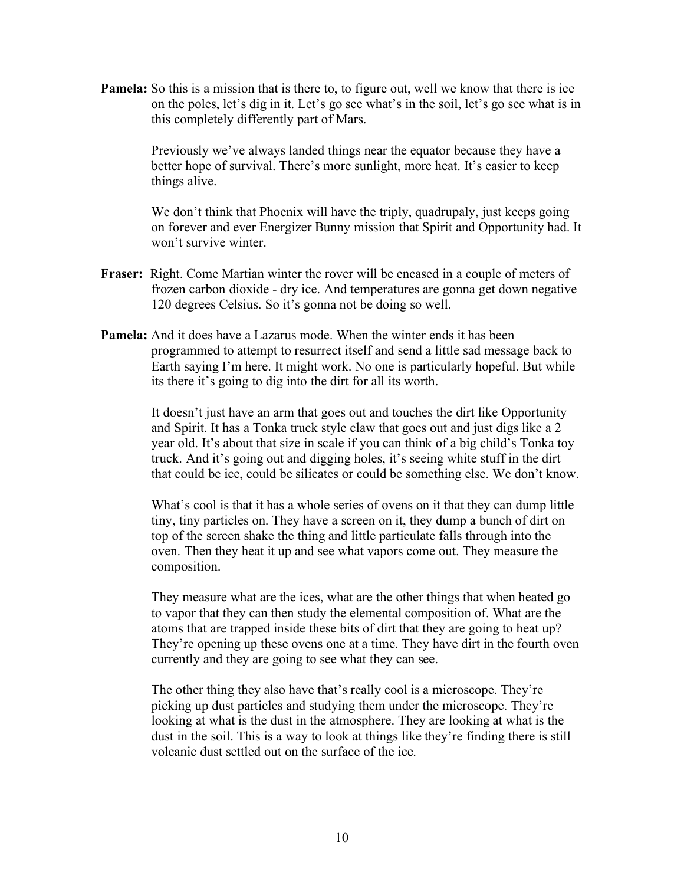**Pamela:** So this is a mission that is there to, to figure out, well we know that there is ice on the poles, let's dig in it. Let's go see what's in the soil, let's go see what is in this completely differently part of Mars.

Previously we've always landed things near the equator because they have a better hope of survival. There's more sunlight, more heat. It's easier to keep things alive.

We don't think that Phoenix will have the triply, quadrupaly, just keeps going on forever and ever Energizer Bunny mission that Spirit and Opportunity had. It won't survive winter.

**Fraser:** Right. Come Martian winter the rover will be encased in a couple of meters of frozen carbon dioxide - dry ice. And temperatures are gonna get down negative 120 degrees Celsius. So it's gonna not be doing so well.

**Pamela:** And it does have a Lazarus mode. When the winter ends it has been programmed to attempt to resurrect itself and send a little sad message back to Earth saying I'm here. It might work. No one is particularly hopeful. But while its there it's going to dig into the dirt for all its worth.

It doesn't just have an arm that goes out and touches the dirt like Opportunity and Spirit. It has a Tonka truck style claw that goes out and just digs like a 2 year old. It's about that size in scale if you can think of a big child's Tonka toy truck. And it's going out and digging holes, it's seeing white stuff in the dirt that could be ice, could be silicates or could be something else. We don't know.

What's cool is that it has a whole series of ovens on it that they can dump little tiny, tiny particles on. They have a screen on it, they dump a bunch of dirt on top of the screen shake the thing and little particulate falls through into the oven. Then they heat it up and see what vapors come out. They measure the composition.

They measure what are the ices, what are the other things that when heated go to vapor that they can then study the elemental composition of. What are the atoms that are trapped inside these bits of dirt that they are going to heat up? They're opening up these ovens one at a time. They have dirt in the fourth oven currently and they are going to see what they can see.

The other thing they also have that's really cool is a microscope. They're picking up dust particles and studying them under the microscope. They're looking at what is the dust in the atmosphere. They are looking at what is the dust in the soil. This is a way to look at things like they're finding there is still volcanic dust settled out on the surface of the ice.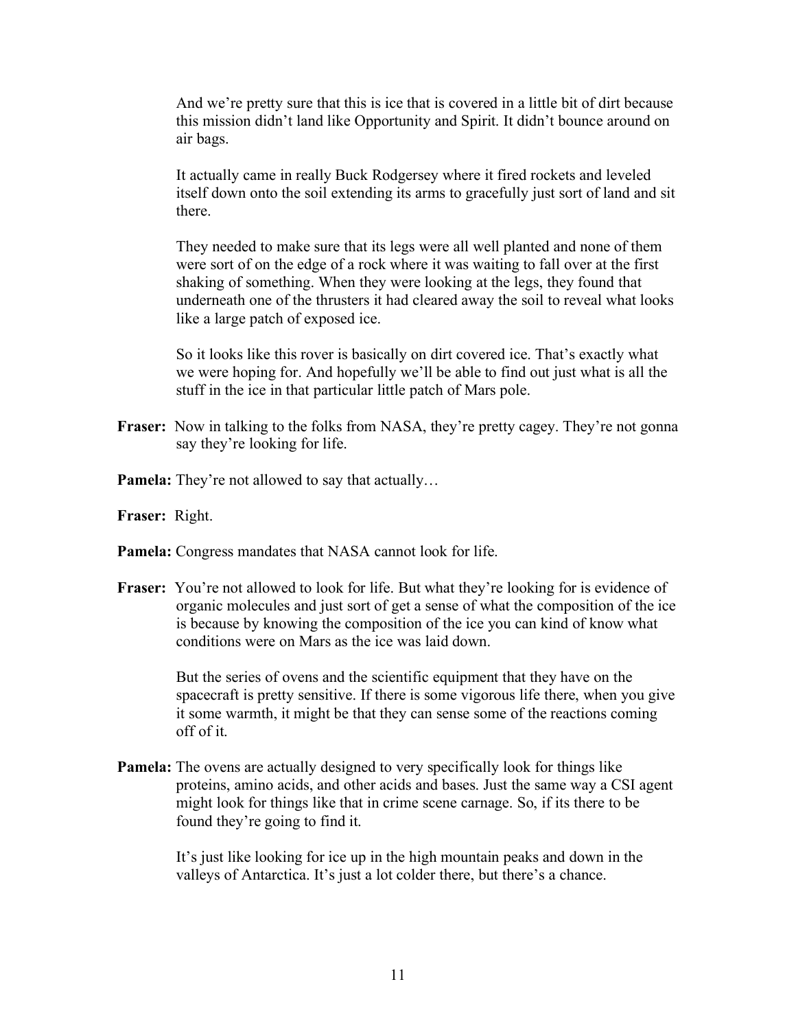And we're pretty sure that this is ice that is covered in a little bit of dirt because this mission didn't land like Opportunity and Spirit. It didn't bounce around on air bags.

It actually came in really Buck Rodgersey where it fired rockets and leveled itself down onto the soil extending its arms to gracefully just sort of land and sit there.

They needed to make sure that its legs were all well planted and none of them were sort of on the edge of a rock where it was waiting to fall over at the first shaking of something. When they were looking at the legs, they found that underneath one of the thrusters it had cleared away the soil to reveal what looks like a large patch of exposed ice.

So it looks like this rover is basically on dirt covered ice. That's exactly what we were hoping for. And hopefully we'll be able to find out just what is all the stuff in the ice in that particular little patch of Mars pole.

**Fraser:** Now in talking to the folks from NASA, they're pretty cagey. They're not gonna say they're looking for life.

**Pamela:** They're not allowed to say that actually…

**Fraser:** Right.

**Pamela:** Congress mandates that NASA cannot look for life.

**Fraser:** You're not allowed to look for life. But what they're looking for is evidence of organic molecules and just sort of get a sense of what the composition of the ice is because by knowing the composition of the ice you can kind of know what conditions were on Mars as the ice was laid down.

But the series of ovens and the scientific equipment that they have on the spacecraft is pretty sensitive. If there is some vigorous life there, when you give it some warmth, it might be that they can sense some of the reactions coming off of it.

**Pamela:** The ovens are actually designed to very specifically look for things like proteins, amino acids, and other acids and bases. Just the same way a CSI agent might look for things like that in crime scene carnage. So, if its there to be found they're going to find it.

It's just like looking for ice up in the high mountain peaks and down in the valleys of Antarctica. It's just a lot colder there, but there's a chance.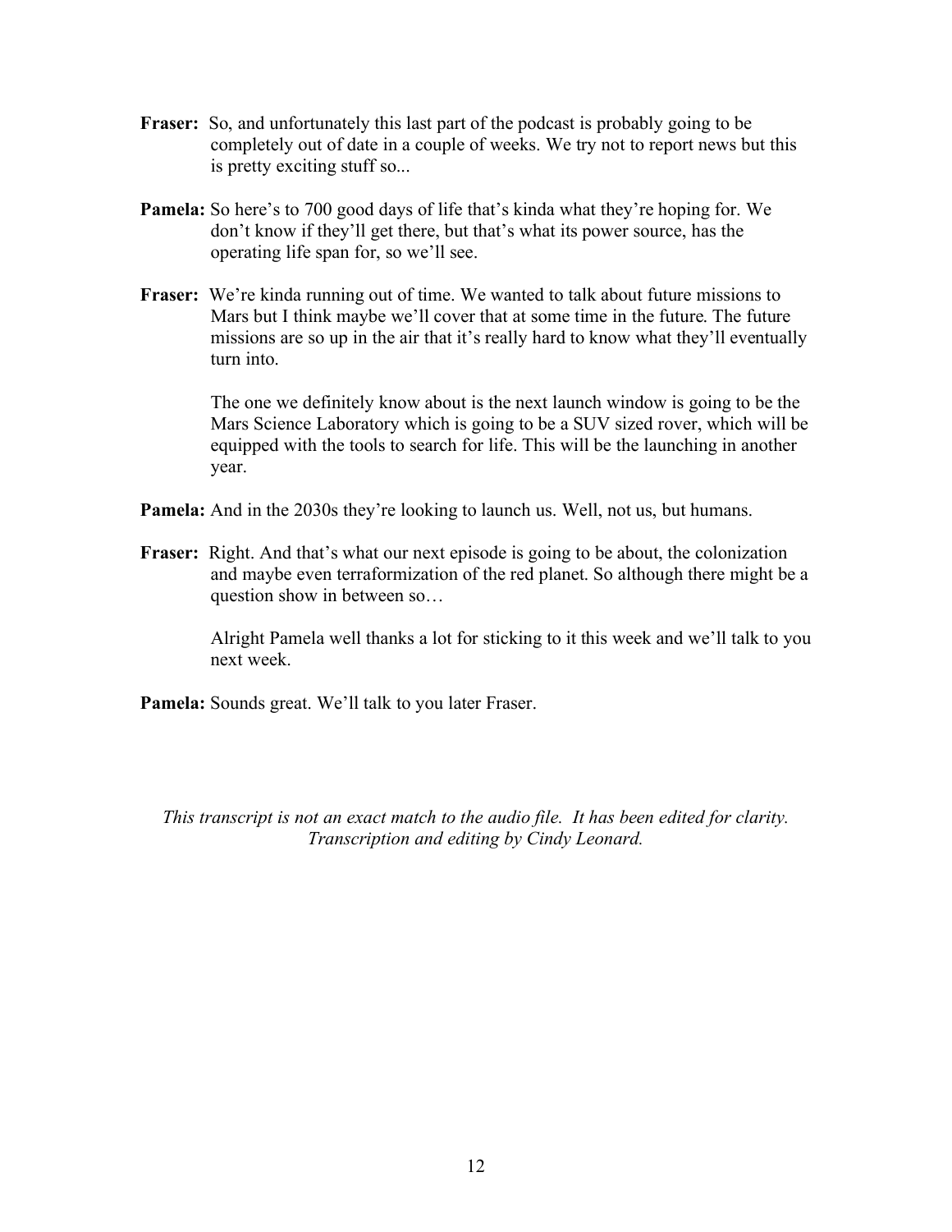**Fraser:** So, and unfortunately this last part of the podcast is probably going to be completely out of date in a couple of weeks. We try not to report news but this is pretty exciting stuff so...

**Pamela:** So here's to 700 good days of life that's kinda what they're hoping for. We don't know if they'll get there, but that's what its power source, has the operating life span for, so we'll see.

**Fraser:** We're kinda running out of time. We wanted to talk about future missions to Mars but I think maybe we'll cover that at some time in the future. The future missions are so up in the air that it's really hard to know what they'll eventually turn into.

The one we definitely know about is the next launch window is going to be the Mars Science Laboratory which is going to be a SUV sized rover, which will be equipped with the tools to search for life. This will be the launching in another year.

**Pamela:** And in the 2030s they're looking to launch us. Well, not us, but humans.

**Fraser:** Right. And that's what our next episode is going to be about, the colonization and maybe even terraformization of the red planet. So although there might be a question show in between so…

Alright Pamela well thanks a lot for sticking to it this week and we'll talk to you next week.

**Pamela:** Sounds great. We'll talk to you later Fraser.

*This transcript is not an exact match to the audio file. It has been edited for clarity. Transcription and editing by Cindy Leonard.*